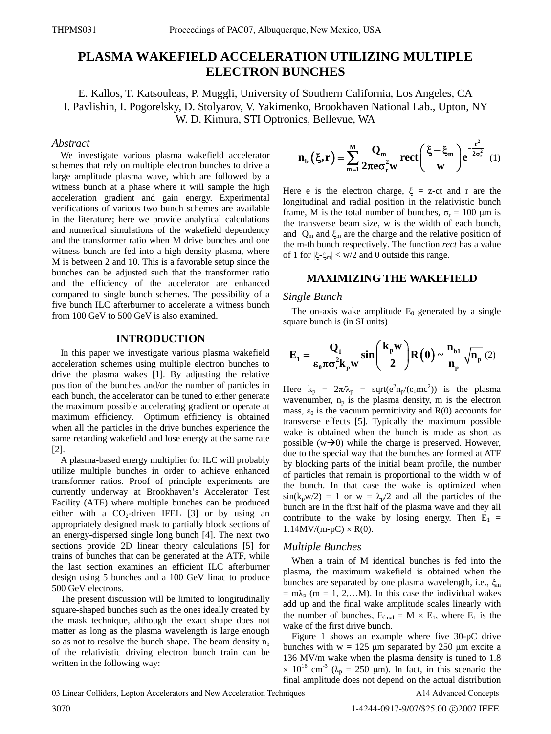# PLASMA WAKEFIELD ACCELERATION UTILIZING MULTIPLE ELECTRON BUNCHES

E. Kallos, T. Katsouleas, P. Muggli, University of Southern California, Los Angeles, CA
I. Pavlishin, I. Pogorelsky, D. Stolyarov, V. Yakimenko, Brookhaven National Lab., Upton, NY
W. D. Kimura, STI Optronics, Bellevue, WA

## *Abstract*

We investigate various plasma wakefield accelerator schemes that rely on multiple electron bunches to drive a large amplitude plasma wave, which are followed by a witness bunch at a phase where it will sample the high acceleration gradient and gain energy. Experimental verifications of various two bunch schemes are available in the literature; here we provide analytical calculations and numerical simulations of the wakefield dependency and the transformer ratio when M drive bunches and one witness bunch are fed into a high density plasma, where M is between 2 and 10. This is a favorable setup since the bunches can be adjusted such that the transformer ratio and the efficiency of the accelerator are enhanced compared to single bunch schemes. The possibility of a five bunch ILC afterburner to accelerate a witness bunch from 100 GeV to 500 GeV is also examined.

## INTRODUCTION

In this paper we investigate various plasma wakefield acceleration schemes using multiple electron bunches to drive the plasma wakes [1]. By adjusting the relative position of the bunches and/or the number of particles in each bunch, the accelerator can be tuned to either generate the maximum possible accelerating gradient or operate at maximum efficiency. Optimum efficiency is obtained when all the particles in the drive bunches experience the same retarding wakefield and lose energy at the same rate [2].

A plasma-based energy multiplier for ILC will probably utilize multiple bunches in order to achieve enhanced transformer ratios. Proof of principle experiments are currently underway at Brookhaven's Accelerator Test Facility (ATF) where multiple bunches can be produced either with a $CO_2$-driven IFEL [3] or by using an appropriately designed mask to partially block sections of an energy-dispersed single long bunch [4]. The next two sections provide 2D linear theory calculations [5] for trains of bunches that can be generated at the ATF, while the last section examines an efficient ILC afterburner design using 5 bunches and a 100 GeV linac to produce 500 GeV electrons.

The present discussion will be limited to longitudinally square-shaped bunches such as the ones ideally created by the mask technique, although the exact shape does not matter as long as the plasma wavelength is large enough so as not to resolve the bunch shape. The beam density $n_b$ of the relativistic driving electron bunch train can be written in the following way:

$$n_b(\xi, r) = \sum_{m=1}^{M} \frac{Q_m}{2\pi e \sigma_r^2 w} \mathrm{rect}\left(\frac{\xi - \xi_m}{w}\right) e^{-\frac{r^2}{2\sigma_r^2}} \quad (1)$$

Here e is the electron charge, $\xi = z - ct$ and r are the longitudinal and radial position in the relativistic bunch frame, M is the total number of bunches, $\sigma_r = 100$ μm is the transverse beam size, w is the width of each bunch, and $Q_m$ and $\xi_m$ are the charge and the relative position of the m-th bunch respectively. The function *rect* has a value of 1 for $|\xi-\xi_m| < w/2$ and 0 outside this range.

## MAXIMIZING THE WAKEFIELD

### *Single Bunch*

The on-axis wake amplitude $E_0$ generated by a single square bunch is (in SI units)

$$E_1 = \frac{Q_1}{\varepsilon_0 \pi \sigma_r^2 k_p w} \sin\left(\frac{k_p w}{2}\right) R(0) \sim \frac{n_{b1}}{n_p}\sqrt{n_p} \quad (2)$$

Here $k_p = 2\pi/\lambda_p = \mathrm{sqrt}(e^2 n_p/(\varepsilon_0 m c^2))$ is the plasma wavenumber, $n_p$ is the plasma density, m is the electron mass, $\varepsilon_0$ is the vacuum permittivity and R(0) accounts for transverse effects [5]. Typically the maximum possible wake is obtained when the bunch is made as short as possible ($w \rightarrow 0$) while the charge is preserved. However, due to the special way that the bunches are formed at ATF by blocking parts of the initial beam profile, the number of particles that remain is proportional to the width w of the bunch. In that case the wake is optimized when $\sin(k_p w/2) = 1$ or $w = \lambda_p/2$ and all the particles of the bunch are in the first half of the plasma wave and they all contribute to the wake by losing energy. Then $E_1 = 1.14\text{MV/(m-pC)} \times R(0)$.

### *Multiple Bunches*

When a train of M identical bunches is fed into the plasma, the maximum wakefield is obtained when the bunches are separated by one plasma wavelength, i.e., $\xi_m = m\lambda_p$ (m = 1, 2,…M). In this case the individual wakes add up and the final wake amplitude scales linearly with the number of bunches, $E_{final} = M \times E_1$, where $E_1$ is the wake of the first drive bunch.

Figure 1 shows an example where five 30-pC drive bunches with w = 125 μm separated by 250 μm excite a 136 MV/m wake when the plasma density is tuned to $1.8 \times 10^{16}$ cm$^{-3}$ ($\lambda_p = 250$ μm). In fact, in this scenario the final amplitude does not depend on the actual distribution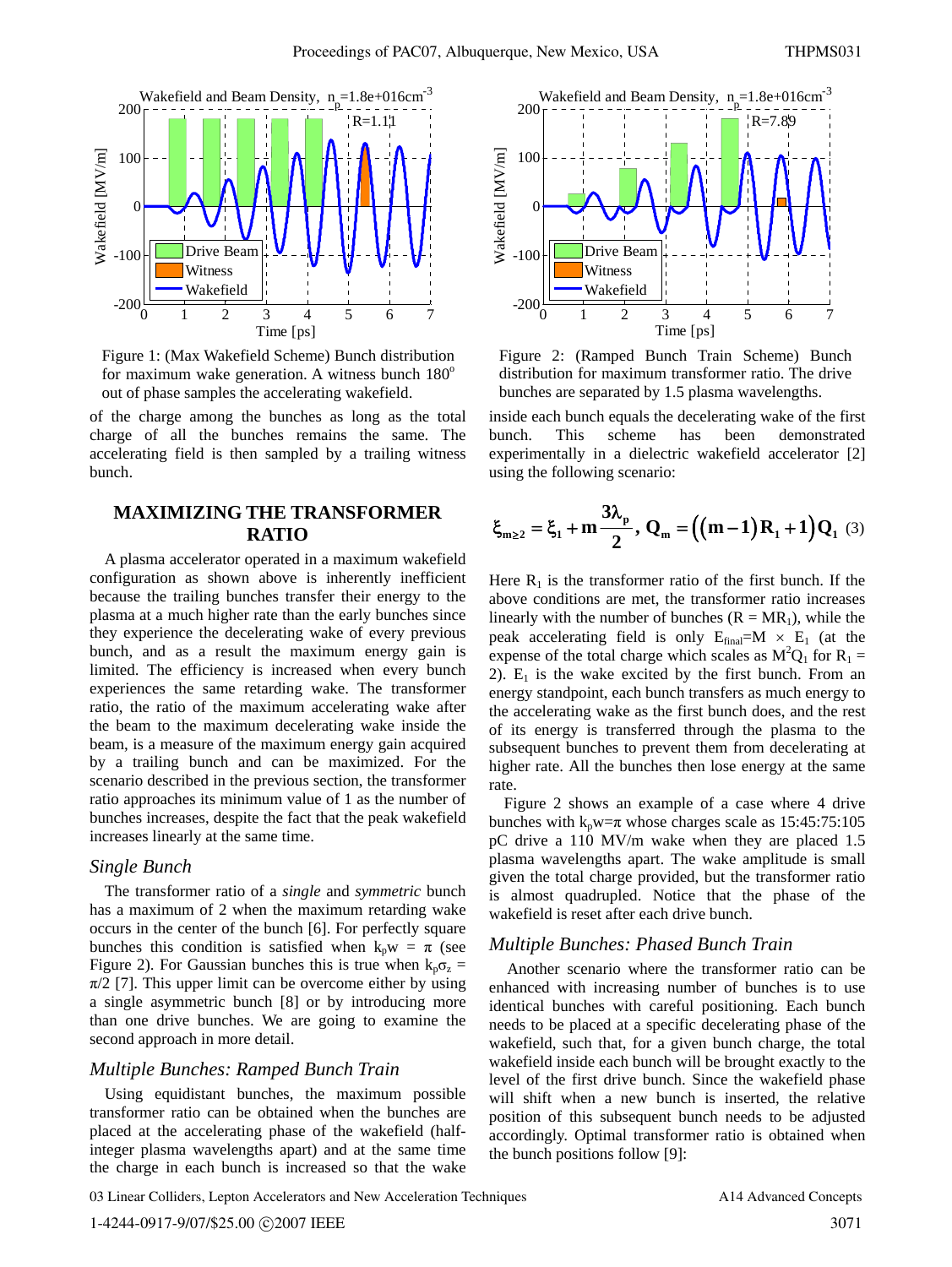Figure 1: (Max Wakefield Scheme) Bunch distribution for maximum wake generation. A witness bunch 180° out of phase samples the accelerating wakefield.

Figure 2: (Ramped Bunch Train Scheme) Bunch distribution for maximum transformer ratio. The drive bunches are separated by 1.5 plasma wavelengths.

of the charge among the bunches as long as the total charge of all the bunches remains the same. The accelerating field is then sampled by a trailing witness bunch.

## MAXIMIZING THE TRANSFORMER RATIO

A plasma accelerator operated in a maximum wakefield configuration as shown above is inherently inefficient because the trailing bunches transfer their energy to the plasma at a much higher rate than the early bunches since they experience the decelerating wake of every previous bunch, and as a result the maximum energy gain is limited. The efficiency is increased when every bunch experiences the same retarding wake. The transformer ratio, the ratio of the maximum accelerating wake after the beam to the maximum decelerating wake inside the beam, is a measure of the maximum energy gain acquired by a trailing bunch and can be maximized. For the scenario described in the previous section, the transformer ratio approaches its minimum value of 1 as the number of bunches increases, despite the fact that the peak wakefield increases linearly at the same time.

### *Single Bunch*

The transformer ratio of a *single* and *symmetric* bunch has a maximum of 2 when the maximum retarding wake occurs in the center of the bunch [6]. For perfectly square bunches this condition is satisfied when $k_p w = \pi$ (see Figure 2). For Gaussian bunches this is true when $k_p\sigma_z = \pi/2$ [7]. This upper limit can be overcome either by using a single asymmetric bunch [8] or by introducing more than one drive bunches. We are going to examine the second approach in more detail.

### *Multiple Bunches: Ramped Bunch Train*

Using equidistant bunches, the maximum possible transformer ratio can be obtained when the bunches are placed at the accelerating phase of the wakefield (half-integer plasma wavelengths apart) and at the same time the charge in each bunch is increased so that the wake inside each bunch equals the decelerating wake of the first bunch. This scheme has been demonstrated experimentally in a dielectric wakefield accelerator [2] using the following scenario:

$$\xi_{m\geq 2} = \xi_1 + m\frac{3\lambda_p}{2},\ Q_m = \left((m-1)R_1 + 1\right)Q_1 \quad (3)$$

Here $R_1$ is the transformer ratio of the first bunch. If the above conditions are met, the transformer ratio increases linearly with the number of bunches ($R = MR_1$), while the peak accelerating field is only $E_{final}=M \times E_1$ (at the expense of the total charge which scales as $M^2Q_1$ for $R_1 = 2$). $E_1$ is the wake excited by the first bunch. From an energy standpoint, each bunch transfers as much energy to the accelerating wake as the first bunch does, and the rest of its energy is transferred through the plasma to the subsequent bunches to prevent them from decelerating at higher rate. All the bunches then lose energy at the same rate.

Figure 2 shows an example of a case where 4 drive bunches with $k_p w=\pi$ whose charges scale as 15:45:75:105 pC drive a 110 MV/m wake when they are placed 1.5 plasma wavelengths apart. The wake amplitude is small given the total charge provided, but the transformer ratio is almost quadrupled. Notice that the phase of the wakefield is reset after each drive bunch.

### *Multiple Bunches: Phased Bunch Train*

Another scenario where the transformer ratio can be enhanced with increasing number of bunches is to use identical bunches with careful positioning. Each bunch needs to be placed at a specific decelerating phase of the wakefield, such that, for a given bunch charge, the total wakefield inside each bunch will be brought exactly to the level of the first drive bunch. Since the wakefield phase will shift when a new bunch is inserted, the relative position of this subsequent bunch needs to be adjusted accordingly. Optimal transformer ratio is obtained when the bunch positions follow [9]: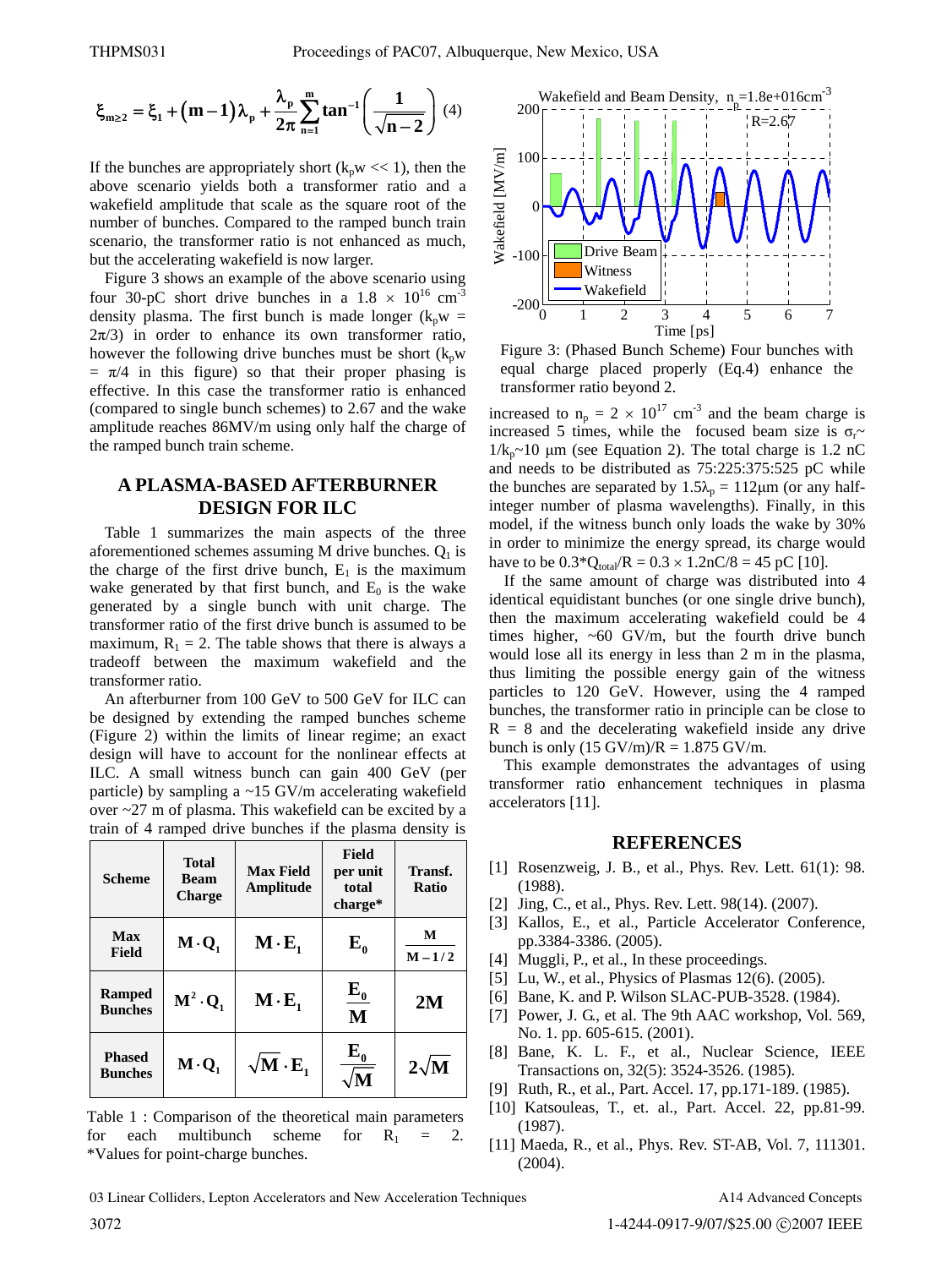$$\xi_{m\geq 2} = \xi_1 + (m-1)\lambda_p + \frac{\lambda_p}{2\pi}\sum_{n=1}^{m}\tan^{-1}\left(\frac{1}{\sqrt{n-2}}\right) \quad (4)$$

If the bunches are appropriately short ($k_p w << 1$), then the above scenario yields both a transformer ratio and a wakefield amplitude that scale as the square root of the number of bunches. Compared to the ramped bunch train scenario, the transformer ratio is not enhanced as much, but the accelerating wakefield is now larger.

Figure 3 shows an example of the above scenario using four 30-pC short drive bunches in a $1.8 \times 10^{16}$ cm$^{-3}$ density plasma. The first bunch is made longer ($k_p w = 2\pi/3$) in order to enhance its own transformer ratio, however the following drive bunches must be short ($k_p w = \pi/4$ in this figure) so that their proper phasing is effective. In this case the transformer ratio is enhanced (compared to single bunch schemes) to 2.67 and the wake amplitude reaches 86MV/m using only half the charge of the ramped bunch train scheme.

Wakefield and Beam Density, $n_p$=1.8e+016cm$^{-3}$

R=2.67

Wakefield [MV/m]

200
100
0
-100
-200

0 1 2 3 4 5 6 7

Time [ps]

Drive Beam
Witness
Wakefield

Figure 3: (Phased Bunch Scheme) Four bunches with equal charge placed properly (Eq.4) enhance the transformer ratio beyond 2.

## A PLASMA-BASED AFTERBURNER DESIGN FOR ILC

Table 1 summarizes the main aspects of the three aforementioned schemes assuming M drive bunches. $Q_1$ is the charge of the first drive bunch, $E_1$ is the maximum wake generated by that first bunch, and $E_0$ is the wake generated by a single bunch with unit charge. The transformer ratio of the first drive bunch is assumed to be maximum, $R_1 = 2$. The table shows that there is always a tradeoff between the maximum wakefield and the transformer ratio.

An afterburner from 100 GeV to 500 GeV for ILC can be designed by extending the ramped bunches scheme (Figure 2) within the limits of linear regime; an exact design will have to account for the nonlinear effects at ILC. A small witness bunch can gain 400 GeV (per particle) by sampling a ~15 GV/m accelerating wakefield over ~27 m of plasma. This wakefield can be excited by a train of 4 ramped drive bunches if the plasma density is increased to $n_p = 2 \times 10^{17}$ cm$^{-3}$ and the beam charge is increased 5 times, while the focused beam size is $\sigma_r \sim 1/k_p \sim 10$ μm (see Equation 2). The total charge is 1.2 nC and needs to be distributed as 75:225:375:525 pC while the bunches are separated by $1.5\lambda_p = 112$μm (or any half-integer number of plasma wavelengths). Finally, in this model, if the witness bunch only loads the wake by 30% in order to minimize the energy spread, its charge would have to be $0.3 * Q_{total}/R = 0.3 \times 1.2\text{nC}/8 = 45$ pC [10].

| Scheme | Total Beam Charge | Max Field Amplitude | Field per unit total charge* | Transf. Ratio |
|---|---|---|---|---|
| Max Field | $M \cdot Q_1$ | $M \cdot E_1$ | $E_0$ | $\frac{M}{M-1/2}$ |
| Ramped Bunches | $M^2 \cdot Q_1$ | $M \cdot E_1$ | $\frac{E_0}{M}$ | $2M$ |
| Phased Bunches | $M \cdot Q_1$ | $\sqrt{M} \cdot E_1$ | $\frac{E_0}{\sqrt{M}}$ | $2\sqrt{M}$ |

Table 1 : Comparison of the theoretical main parameters for each multibunch scheme for $R_1 = 2$. *Values for point-charge bunches.

If the same amount of charge was distributed into 4 identical equidistant bunches (or one single drive bunch), then the maximum accelerating wakefield could be 4 times higher, ~60 GV/m, but the fourth drive bunch would lose all its energy in less than 2 m in the plasma, thus limiting the possible energy gain of the witness particles to 120 GeV. However, using the 4 ramped bunches, the transformer ratio in principle can be close to R = 8 and the decelerating wakefield inside any drive bunch is only (15 GV/m)/R = 1.875 GV/m.

This example demonstrates the advantages of using transformer ratio enhancement techniques in plasma accelerators [11].

## REFERENCES

[1] Rosenzweig, J. B., et al., Phys. Rev. Lett. 61(1): 98. (1988).
[2] Jing, C., et al., Phys. Rev. Lett. 98(14). (2007).
[3] Kallos, E., et al., Particle Accelerator Conference, pp.3384-3386. (2005).
[4] Muggli, P., et al., In these proceedings.
[5] Lu, W., et al., Physics of Plasmas 12(6). (2005).
[6] Bane, K. and P. Wilson SLAC-PUB-3528. (1984).
[7] Power, J. G., et al. The 9th AAC workshop, Vol. 569, No. 1. pp. 605-615. (2001).
[8] Bane, K. L. F., et al., Nuclear Science, IEEE Transactions on, 32(5): 3524-3526. (1985).
[9] Ruth, R., et al., Part. Accel. 17, pp.171-189. (1985).
[10] Katsouleas, T., et. al., Part. Accel. 22, pp.81-99. (1987).
[11] Maeda, R., et al., Phys. Rev. ST-AB, Vol. 7, 111301. (2004).